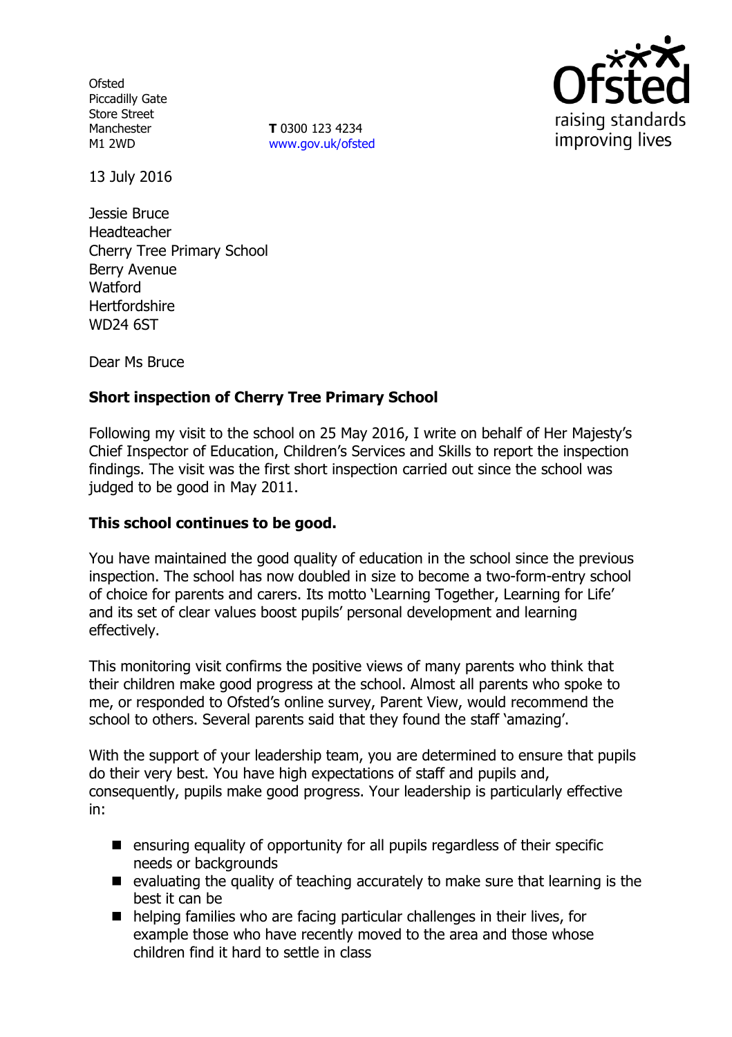Ofsted
Piccadilly Gate
Store Street
Manchester
M1 2WD

**T** 0300 123 4234
www.gov.uk/ofsted

13 July 2016

Jessie Bruce
Headteacher
Cherry Tree Primary School
Berry Avenue
Watford
Hertfordshire
WD24 6ST

Dear Ms Bruce

**Short inspection of Cherry Tree Primary School**

Following my visit to the school on 25 May 2016, I write on behalf of Her Majesty's Chief Inspector of Education, Children's Services and Skills to report the inspection findings. The visit was the first short inspection carried out since the school was judged to be good in May 2011.

**This school continues to be good.**

You have maintained the good quality of education in the school since the previous inspection. The school has now doubled in size to become a two-form-entry school of choice for parents and carers. Its motto 'Learning Together, Learning for Life' and its set of clear values boost pupils' personal development and learning effectively.

This monitoring visit confirms the positive views of many parents who think that their children make good progress at the school. Almost all parents who spoke to me, or responded to Ofsted's online survey, Parent View, would recommend the school to others. Several parents said that they found the staff 'amazing'.

With the support of your leadership team, you are determined to ensure that pupils do their very best. You have high expectations of staff and pupils and, consequently, pupils make good progress. Your leadership is particularly effective in:

- ensuring equality of opportunity for all pupils regardless of their specific needs or backgrounds
- evaluating the quality of teaching accurately to make sure that learning is the best it can be
- helping families who are facing particular challenges in their lives, for example those who have recently moved to the area and those whose children find it hard to settle in class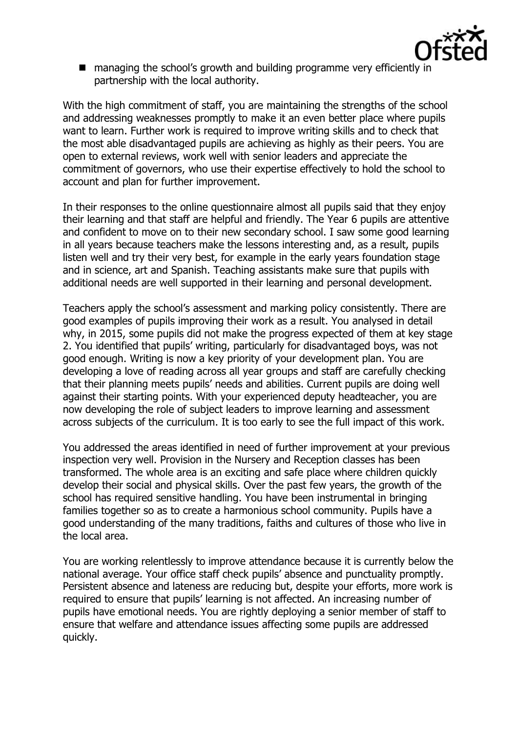- managing the school's growth and building programme very efficiently in partnership with the local authority.

With the high commitment of staff, you are maintaining the strengths of the school and addressing weaknesses promptly to make it an even better place where pupils want to learn. Further work is required to improve writing skills and to check that the most able disadvantaged pupils are achieving as highly as their peers. You are open to external reviews, work well with senior leaders and appreciate the commitment of governors, who use their expertise effectively to hold the school to account and plan for further improvement.

In their responses to the online questionnaire almost all pupils said that they enjoy their learning and that staff are helpful and friendly. The Year 6 pupils are attentive and confident to move on to their new secondary school. I saw some good learning in all years because teachers make the lessons interesting and, as a result, pupils listen well and try their very best, for example in the early years foundation stage and in science, art and Spanish. Teaching assistants make sure that pupils with additional needs are well supported in their learning and personal development.

Teachers apply the school's assessment and marking policy consistently. There are good examples of pupils improving their work as a result. You analysed in detail why, in 2015, some pupils did not make the progress expected of them at key stage 2. You identified that pupils' writing, particularly for disadvantaged boys, was not good enough. Writing is now a key priority of your development plan. You are developing a love of reading across all year groups and staff are carefully checking that their planning meets pupils' needs and abilities. Current pupils are doing well against their starting points. With your experienced deputy headteacher, you are now developing the role of subject leaders to improve learning and assessment across subjects of the curriculum. It is too early to see the full impact of this work.

You addressed the areas identified in need of further improvement at your previous inspection very well. Provision in the Nursery and Reception classes has been transformed. The whole area is an exciting and safe place where children quickly develop their social and physical skills. Over the past few years, the growth of the school has required sensitive handling. You have been instrumental in bringing families together so as to create a harmonious school community. Pupils have a good understanding of the many traditions, faiths and cultures of those who live in the local area.

You are working relentlessly to improve attendance because it is currently below the national average. Your office staff check pupils' absence and punctuality promptly. Persistent absence and lateness are reducing but, despite your efforts, more work is required to ensure that pupils' learning is not affected. An increasing number of pupils have emotional needs. You are rightly deploying a senior member of staff to ensure that welfare and attendance issues affecting some pupils are addressed quickly.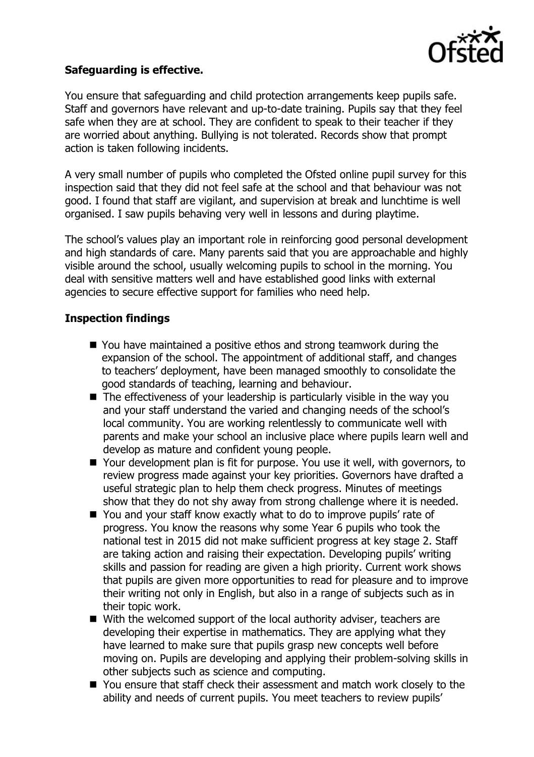**Safeguarding is effective.**

You ensure that safeguarding and child protection arrangements keep pupils safe. Staff and governors have relevant and up-to-date training. Pupils say that they feel safe when they are at school. They are confident to speak to their teacher if they are worried about anything. Bullying is not tolerated. Records show that prompt action is taken following incidents.

A very small number of pupils who completed the Ofsted online pupil survey for this inspection said that they did not feel safe at the school and that behaviour was not good. I found that staff are vigilant, and supervision at break and lunchtime is well organised. I saw pupils behaving very well in lessons and during playtime.

The school's values play an important role in reinforcing good personal development and high standards of care. Many parents said that you are approachable and highly visible around the school, usually welcoming pupils to school in the morning. You deal with sensitive matters well and have established good links with external agencies to secure effective support for families who need help.

## Inspection findings

- You have maintained a positive ethos and strong teamwork during the expansion of the school. The appointment of additional staff, and changes to teachers' deployment, have been managed smoothly to consolidate the good standards of teaching, learning and behaviour.
- The effectiveness of your leadership is particularly visible in the way you and your staff understand the varied and changing needs of the school's local community. You are working relentlessly to communicate well with parents and make your school an inclusive place where pupils learn well and develop as mature and confident young people.
- Your development plan is fit for purpose. You use it well, with governors, to review progress made against your key priorities. Governors have drafted a useful strategic plan to help them check progress. Minutes of meetings show that they do not shy away from strong challenge where it is needed.
- You and your staff know exactly what to do to improve pupils' rate of progress. You know the reasons why some Year 6 pupils who took the national test in 2015 did not make sufficient progress at key stage 2. Staff are taking action and raising their expectation. Developing pupils' writing skills and passion for reading are given a high priority. Current work shows that pupils are given more opportunities to read for pleasure and to improve their writing not only in English, but also in a range of subjects such as in their topic work.
- With the welcomed support of the local authority adviser, teachers are developing their expertise in mathematics. They are applying what they have learned to make sure that pupils grasp new concepts well before moving on. Pupils are developing and applying their problem-solving skills in other subjects such as science and computing.
- You ensure that staff check their assessment and match work closely to the ability and needs of current pupils. You meet teachers to review pupils'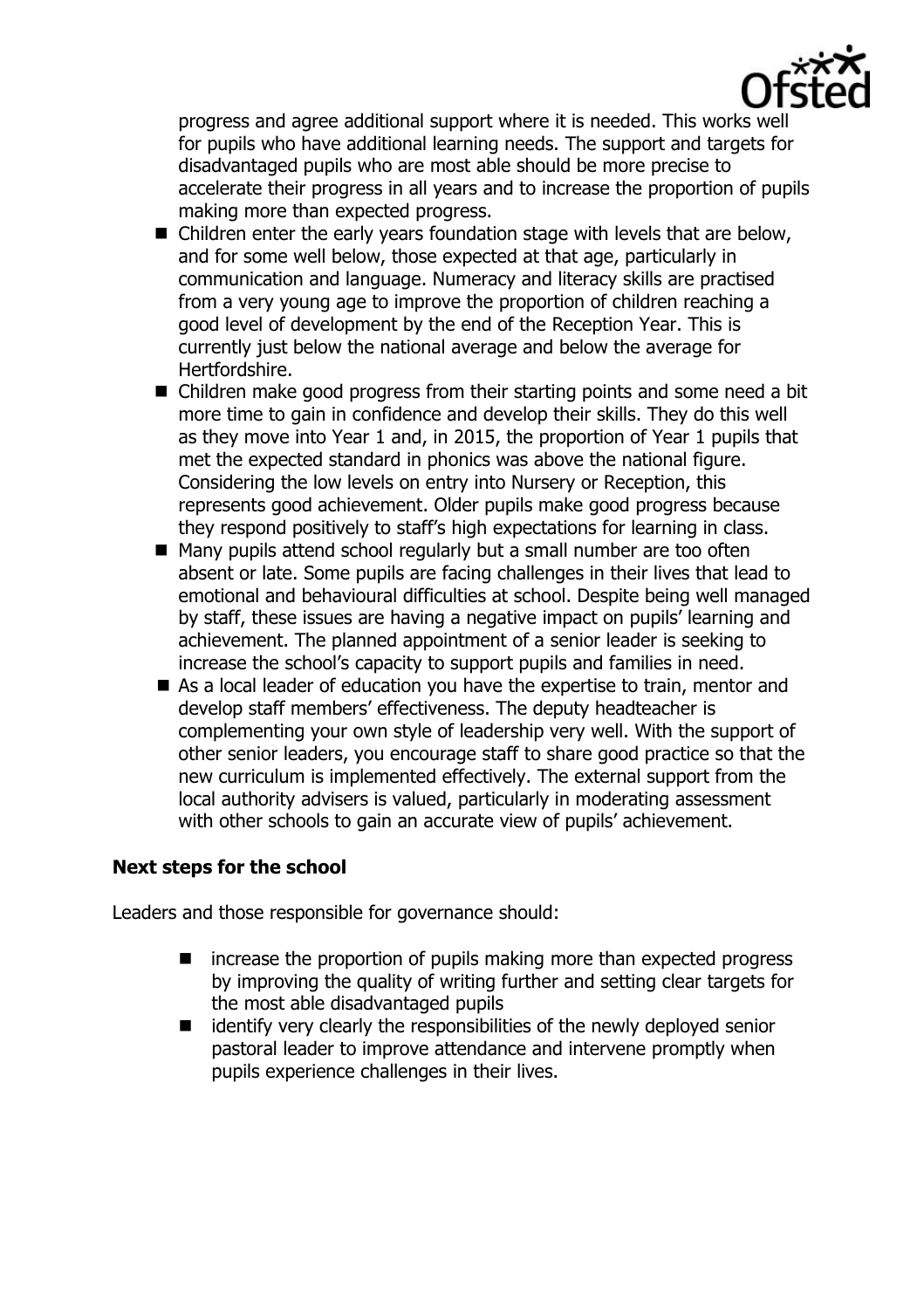progress and agree additional support where it is needed. This works well for pupils who have additional learning needs. The support and targets for disadvantaged pupils who are most able should be more precise to accelerate their progress in all years and to increase the proportion of pupils making more than expected progress.

- Children enter the early years foundation stage with levels that are below, and for some well below, those expected at that age, particularly in communication and language. Numeracy and literacy skills are practised from a very young age to improve the proportion of children reaching a good level of development by the end of the Reception Year. This is currently just below the national average and below the average for Hertfordshire.
- Children make good progress from their starting points and some need a bit more time to gain in confidence and develop their skills. They do this well as they move into Year 1 and, in 2015, the proportion of Year 1 pupils that met the expected standard in phonics was above the national figure. Considering the low levels on entry into Nursery or Reception, this represents good achievement. Older pupils make good progress because they respond positively to staff's high expectations for learning in class.
- Many pupils attend school regularly but a small number are too often absent or late. Some pupils are facing challenges in their lives that lead to emotional and behavioural difficulties at school. Despite being well managed by staff, these issues are having a negative impact on pupils' learning and achievement. The planned appointment of a senior leader is seeking to increase the school's capacity to support pupils and families in need.
- As a local leader of education you have the expertise to train, mentor and develop staff members' effectiveness. The deputy headteacher is complementing your own style of leadership very well. With the support of other senior leaders, you encourage staff to share good practice so that the new curriculum is implemented effectively. The external support from the local authority advisers is valued, particularly in moderating assessment with other schools to gain an accurate view of pupils' achievement.

**Next steps for the school**

Leaders and those responsible for governance should:

- increase the proportion of pupils making more than expected progress by improving the quality of writing further and setting clear targets for the most able disadvantaged pupils
- identify very clearly the responsibilities of the newly deployed senior pastoral leader to improve attendance and intervene promptly when pupils experience challenges in their lives.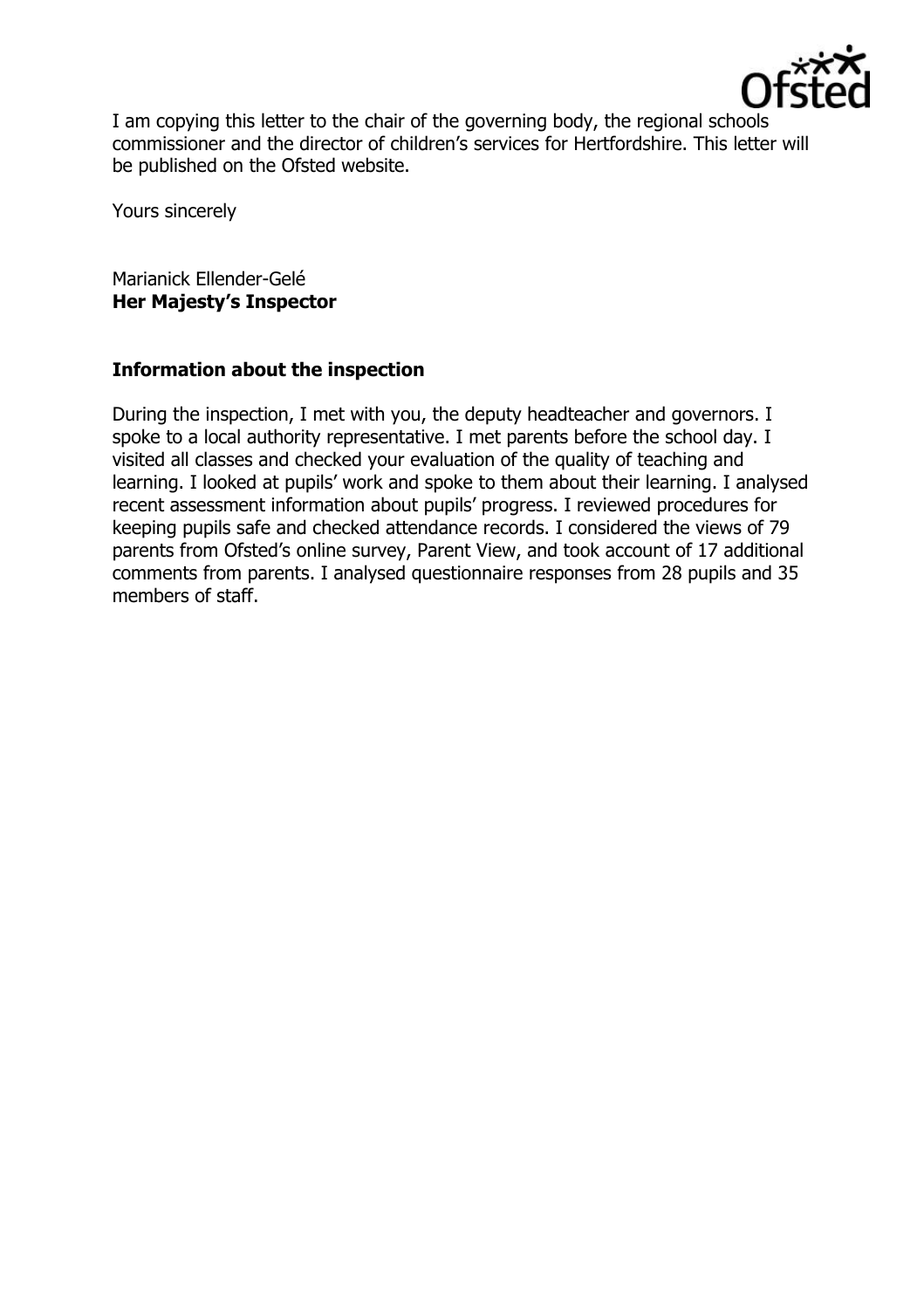I am copying this letter to the chair of the governing body, the regional schools commissioner and the director of children's services for Hertfordshire. This letter will be published on the Ofsted website.

Yours sincerely

Marianick Ellender-Gelé
**Her Majesty's Inspector**

### Information about the inspection

During the inspection, I met with you, the deputy headteacher and governors. I spoke to a local authority representative. I met parents before the school day. I visited all classes and checked your evaluation of the quality of teaching and learning. I looked at pupils' work and spoke to them about their learning. I analysed recent assessment information about pupils' progress. I reviewed procedures for keeping pupils safe and checked attendance records. I considered the views of 79 parents from Ofsted's online survey, Parent View, and took account of 17 additional comments from parents. I analysed questionnaire responses from 28 pupils and 35 members of staff.